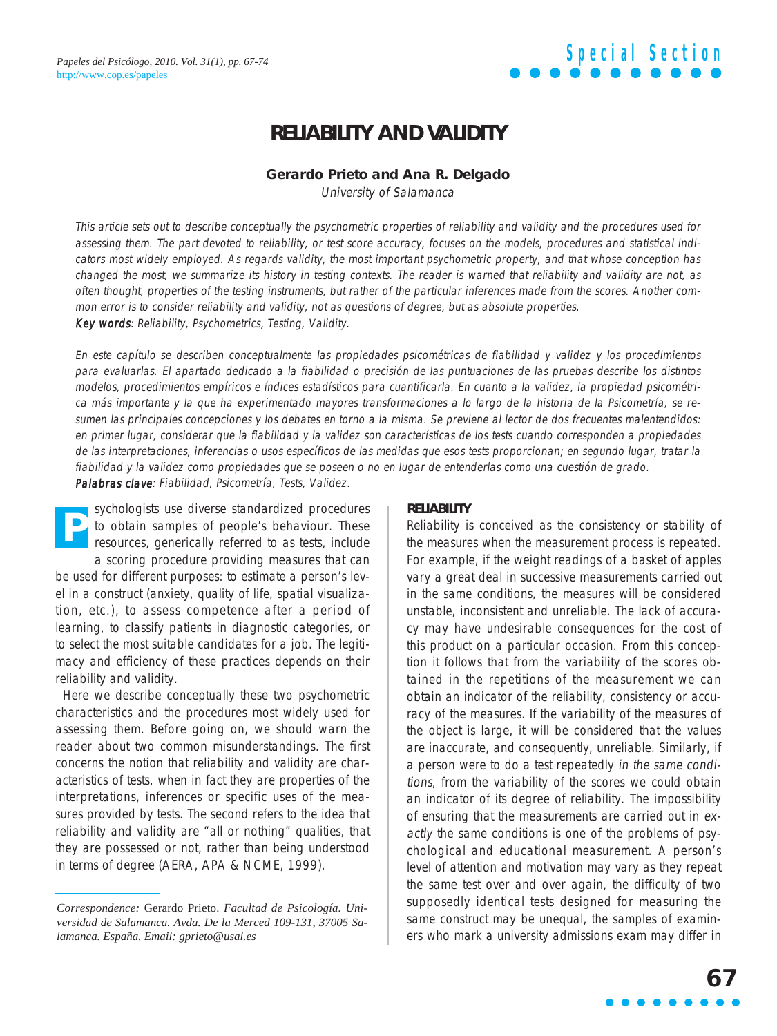# RELIABILITY AND VALIDITY

**Gerardo Prieto and Ana R. Delgado**

*University of Salamanca*

*This article sets out to describe conceptually the psychometric properties of reliability and validity and the procedures used for assessing them. The part devoted to reliability, or test score accuracy, focuses on the models, procedures and statistical indicators most widely employed. As regards validity, the most important psychometric property, and that whose conception has changed the most, we summarize its history in testing contexts. The reader is warned that reliability and validity are not, as often thought, properties of the testing instruments, but rather of the particular inferences made from the scores. Another common error is to consider reliability and validity, not as questions of degree, but as absolute properties.*

***Key words**: Reliability, Psychometrics, Testing, Validity.*

*En este capítulo se describen conceptualmente las propiedades psicométricas de fiabilidad y validez y los procedimientos para evaluarlas. El apartado dedicado a la fiabilidad o precisión de las puntuaciones de las pruebas describe los distintos modelos, procedimientos empíricos e índices estadísticos para cuantificarla. En cuanto a la validez, la propiedad psicométrica más importante y la que ha experimentado mayores transformaciones a lo largo de la historia de la Psicometría, se resumen las principales concepciones y los debates en torno a la misma. Se previene al lector de dos frecuentes malentendidos: en primer lugar, considerar que la fiabilidad y la validez son características de los tests cuando corresponden a propiedades de las interpretaciones, inferencias o usos específicos de las medidas que esos tests proporcionan; en segundo lugar, tratar la fiabilidad y la validez como propiedades que se poseen o no en lugar de entenderlas como una cuestión de grado.*

***Palabras clave**: Fiabilidad, Psicometría, Tests, Validez.*

Psychologists use diverse standardized procedures to obtain samples of people's behaviour. These resources, generically referred to as tests, include a scoring procedure providing measures that can be used for different purposes: to estimate a person's level in a construct (anxiety, quality of life, spatial visualization, etc.), to assess competence after a period of learning, to classify patients in diagnostic categories, or to select the most suitable candidates for a job. The legitimacy and efficiency of these practices depends on their reliability and validity.

Here we describe conceptually these two psychometric characteristics and the procedures most widely used for assessing them. Before going on, we should warn the reader about two common misunderstandings. The first concerns the notion that reliability and validity are characteristics of tests, when in fact they are properties of the interpretations, inferences or specific uses of the measures provided by tests. The second refers to the idea that reliability and validity are "all or nothing" qualities, that they are possessed or not, rather than being understood in terms of degree (AERA, APA & NCME, 1999).

*Correspondence:* Gerardo Prieto. *Facultad de Psicología. Universidad de Salamanca. Avda. De la Merced 109-131, 37005 Salamanca. España. Email: gprieto@usal.es*

## RELIABILITY

Reliability is conceived as the consistency or stability of the measures when the measurement process is repeated. For example, if the weight readings of a basket of apples vary a great deal in successive measurements carried out in the same conditions, the measures will be considered unstable, inconsistent and unreliable. The lack of accuracy may have undesirable consequences for the cost of this product on a particular occasion. From this conception it follows that from the variability of the scores obtained in the repetitions of the measurement we can obtain an indicator of the reliability, consistency or accuracy of the measures. If the variability of the measures of the object is large, it will be considered that the values are inaccurate, and consequently, unreliable. Similarly, if a person were to do a test repeatedly *in the same conditions*, from the variability of the scores we could obtain an indicator of its degree of reliability. The impossibility of ensuring that the measurements are carried out in *exactly* the same conditions is one of the problems of psychological and educational measurement. A person's level of attention and motivation may vary as they repeat the same test over and over again, the difficulty of two supposedly identical tests designed for measuring the same construct may be unequal, the samples of examiners who mark a university admissions exam may differ in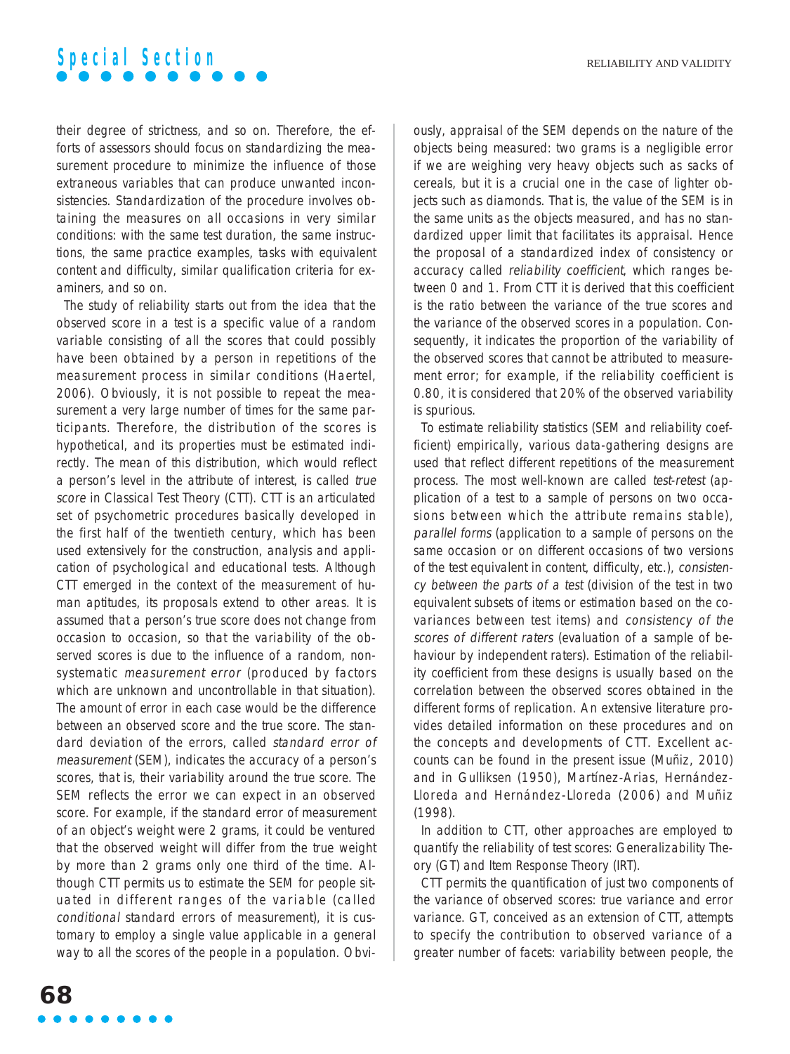their degree of strictness, and so on. Therefore, the efforts of assessors should focus on standardizing the measurement procedure to minimize the influence of those extraneous variables that can produce unwanted inconsistencies. Standardization of the procedure involves obtaining the measures on all occasions in very similar conditions: with the same test duration, the same instructions, the same practice examples, tasks with equivalent content and difficulty, similar qualification criteria for examiners, and so on.

The study of reliability starts out from the idea that the observed score in a test is a specific value of a random variable consisting of all the scores that could possibly have been obtained by a person in repetitions of the measurement process in similar conditions (Haertel, 2006). Obviously, it is not possible to repeat the measurement a very large number of times for the same participants. Therefore, the distribution of the scores is hypothetical, and its properties must be estimated indirectly. The mean of this distribution, which would reflect a person's level in the attribute of interest, is called *true score* in Classical Test Theory (CTT). CTT is an articulated set of psychometric procedures basically developed in the first half of the twentieth century, which has been used extensively for the construction, analysis and application of psychological and educational tests. Although CTT emerged in the context of the measurement of human aptitudes, its proposals extend to other areas. It is assumed that a person's true score does not change from occasion to occasion, so that the variability of the observed scores is due to the influence of a random, non-systematic *measurement error* (produced by factors which are unknown and uncontrollable in that situation). The amount of error in each case would be the difference between an observed score and the true score. The standard deviation of the errors, called *standard error of measurement* (SEM), indicates the accuracy of a person's scores, that is, their variability around the true score. The SEM reflects the error we can expect in an observed score. For example, if the standard error of measurement of an object's weight were 2 grams, it could be ventured that the observed weight will differ from the true weight by more than 2 grams only one third of the time. Although CTT permits us to estimate the SEM for people situated in different ranges of the variable (called *conditional* standard errors of measurement), it is customary to employ a single value applicable in a general way to all the scores of the people in a population. Obviously, appraisal of the SEM depends on the nature of the objects being measured: two grams is a negligible error if we are weighing very heavy objects such as sacks of cereals, but it is a crucial one in the case of lighter objects such as diamonds. That is, the value of the SEM is in the same units as the objects measured, and has no standardized upper limit that facilitates its appraisal. Hence the proposal of a standardized index of consistency or accuracy called *reliability coefficient*, which ranges between 0 and 1. From CTT it is derived that this coefficient is the ratio between the variance of the true scores and the variance of the observed scores in a population. Consequently, it indicates the proportion of the variability of the observed scores that cannot be attributed to measurement error; for example, if the reliability coefficient is 0.80, it is considered that 20% of the observed variability is spurious.

To estimate reliability statistics (SEM and reliability coefficient) empirically, various data-gathering designs are used that reflect different repetitions of the measurement process. The most well-known are called *test-retest* (application of a test to a sample of persons on two occasions between which the attribute remains stable), *parallel forms* (application to a sample of persons on the same occasion or on different occasions of two versions of the test equivalent in content, difficulty, etc.), *consistency between the parts of a test* (division of the test in two equivalent subsets of items or estimation based on the covariances between test items) and *consistency of the scores of different raters* (evaluation of a sample of behaviour by independent raters). Estimation of the reliability coefficient from these designs is usually based on the correlation between the observed scores obtained in the different forms of replication. An extensive literature provides detailed information on these procedures and on the concepts and developments of CTT. Excellent accounts can be found in the present issue (Muñiz, 2010) and in Gulliksen (1950), Martínez-Arias, Hernández-Lloreda and Hernández-Lloreda (2006) and Muñiz (1998).

In addition to CTT, other approaches are employed to quantify the reliability of test scores: Generalizability Theory (GT) and Item Response Theory (IRT).

CTT permits the quantification of just two components of the variance of observed scores: true variance and error variance. GT, conceived as an extension of CTT, attempts to specify the contribution to observed variance of a greater number of facets: variability between people, the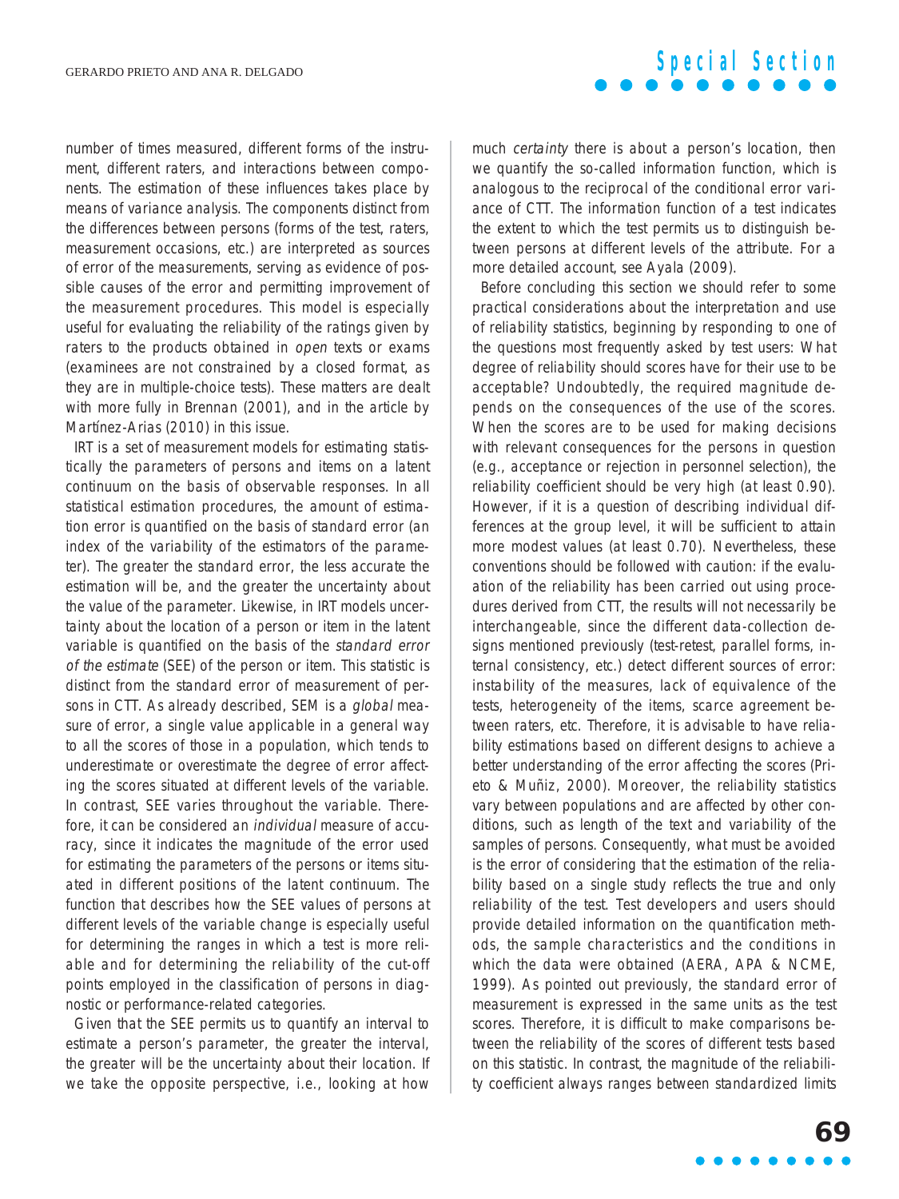number of times measured, different forms of the instrument, different raters, and interactions between components. The estimation of these influences takes place by means of variance analysis. The components distinct from the differences between persons (forms of the test, raters, measurement occasions, etc.) are interpreted as sources of error of the measurements, serving as evidence of possible causes of the error and permitting improvement of the measurement procedures. This model is especially useful for evaluating the reliability of the ratings given by raters to the products obtained in *open* texts or exams (examinees are not constrained by a closed format, as they are in multiple-choice tests). These matters are dealt with more fully in Brennan (2001), and in the article by Martínez-Arias (2010) in this issue.

IRT is a set of measurement models for estimating statistically the parameters of persons and items on a latent continuum on the basis of observable responses. In all statistical estimation procedures, the amount of estimation error is quantified on the basis of standard error (an index of the variability of the estimators of the parameter). The greater the standard error, the less accurate the estimation will be, and the greater the uncertainty about the value of the parameter. Likewise, in IRT models uncertainty about the location of a person or item in the latent variable is quantified on the basis of the *standard error of the estimate* (SEE) of the person or item. This statistic is distinct from the standard error of measurement of persons in CTT. As already described, SEM is a *global* measure of error, a single value applicable in a general way to all the scores of those in a population, which tends to underestimate or overestimate the degree of error affecting the scores situated at different levels of the variable. In contrast, SEE varies throughout the variable. Therefore, it can be considered an *individual* measure of accuracy, since it indicates the magnitude of the error used for estimating the parameters of the persons or items situated in different positions of the latent continuum. The function that describes how the SEE values of persons at different levels of the variable change is especially useful for determining the ranges in which a test is more reliable and for determining the reliability of the cut-off points employed in the classification of persons in diagnostic or performance-related categories.

Given that the SEE permits us to quantify an interval to estimate a person's parameter, the greater the interval, the greater will be the uncertainty about their location. If we take the opposite perspective, i.e., looking at how much *certainty* there is about a person's location, then we quantify the so-called information function, which is analogous to the reciprocal of the conditional error variance of CTT. The information function of a test indicates the extent to which the test permits us to distinguish between persons at different levels of the attribute. For a more detailed account, see Ayala (2009).

Before concluding this section we should refer to some practical considerations about the interpretation and use of reliability statistics, beginning by responding to one of the questions most frequently asked by test users: What degree of reliability should scores have for their use to be acceptable? Undoubtedly, the required magnitude depends on the consequences of the use of the scores. When the scores are to be used for making decisions with relevant consequences for the persons in question (e.g., acceptance or rejection in personnel selection), the reliability coefficient should be very high (at least 0.90). However, if it is a question of describing individual differences at the group level, it will be sufficient to attain more modest values (at least 0.70). Nevertheless, these conventions should be followed with caution: if the evaluation of the reliability has been carried out using procedures derived from CTT, the results will not necessarily be interchangeable, since the different data-collection designs mentioned previously (test-retest, parallel forms, internal consistency, etc.) detect different sources of error: instability of the measures, lack of equivalence of the tests, heterogeneity of the items, scarce agreement between raters, etc. Therefore, it is advisable to have reliability estimations based on different designs to achieve a better understanding of the error affecting the scores (Prieto & Muñiz, 2000). Moreover, the reliability statistics vary between populations and are affected by other conditions, such as length of the text and variability of the samples of persons. Consequently, what must be avoided is the error of considering that the estimation of the reliability based on a single study reflects the true and only reliability of the test. Test developers and users should provide detailed information on the quantification methods, the sample characteristics and the conditions in which the data were obtained (AERA, APA & NCME, 1999). As pointed out previously, the standard error of measurement is expressed in the same units as the test scores. Therefore, it is difficult to make comparisons between the reliability of the scores of different tests based on this statistic. In contrast, the magnitude of the reliability coefficient always ranges between standardized limits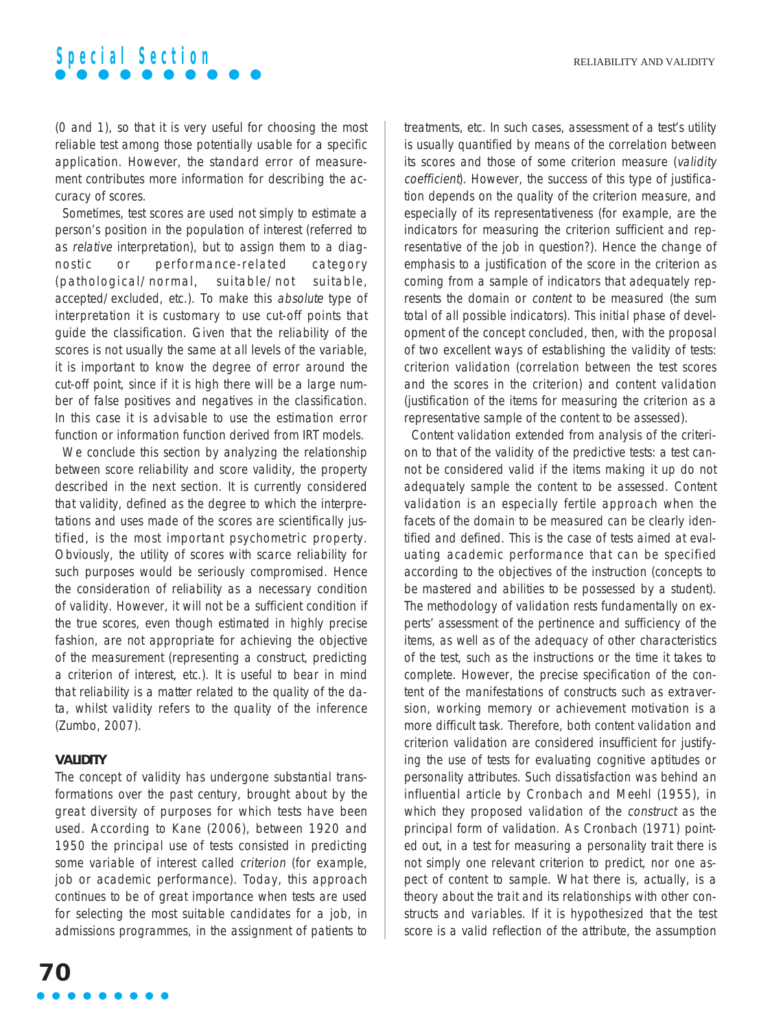(0 and 1), so that it is very useful for choosing the most reliable test among those potentially usable for a specific application. However, the standard error of measurement contributes more information for describing the accuracy of scores.

Sometimes, test scores are used not simply to estimate a person's position in the population of interest (referred to as *relative* interpretation), but to assign them to a diagnostic or performance-related category (pathological/normal, suitable/not suitable, accepted/excluded, etc.). To make this *absolute* type of interpretation it is customary to use cut-off points that guide the classification. Given that the reliability of the scores is not usually the same at all levels of the variable, it is important to know the degree of error around the cut-off point, since if it is high there will be a large number of false positives and negatives in the classification. In this case it is advisable to use the estimation error function or information function derived from IRT models.

We conclude this section by analyzing the relationship between score reliability and score validity, the property described in the next section. It is currently considered that validity, defined as the degree to which the interpretations and uses made of the scores are scientifically justified, is the most important psychometric property. Obviously, the utility of scores with scarce reliability for such purposes would be seriously compromised. Hence the consideration of reliability as a necessary condition of validity. However, it will not be a sufficient condition if the true scores, even though estimated in highly precise fashion, are not appropriate for achieving the objective of the measurement (representing a construct, predicting a criterion of interest, etc.). It is useful to bear in mind that reliability is a matter related to the quality of the data, whilst validity refers to the quality of the inference (Zumbo, 2007).

## VALIDITY

The concept of validity has undergone substantial transformations over the past century, brought about by the great diversity of purposes for which tests have been used. According to Kane (2006), between 1920 and 1950 the principal use of tests consisted in predicting some variable of interest called *criterion* (for example, job or academic performance). Today, this approach continues to be of great importance when tests are used for selecting the most suitable candidates for a job, in admissions programmes, in the assignment of patients to treatments, etc. In such cases, assessment of a test's utility is usually quantified by means of the correlation between its scores and those of some criterion measure (*validity coefficient*). However, the success of this type of justification depends on the quality of the criterion measure, and especially of its representativeness (for example, are the indicators for measuring the criterion sufficient and representative of the job in question?). Hence the change of emphasis to a justification of the score in the criterion as coming from a sample of indicators that adequately represents the domain or *content* to be measured (the sum total of all possible indicators). This initial phase of development of the concept concluded, then, with the proposal of two excellent ways of establishing the validity of tests: criterion validation (correlation between the test scores and the scores in the criterion) and content validation (justification of the items for measuring the criterion as a representative sample of the content to be assessed).

Content validation extended from analysis of the criterion to that of the validity of the predictive tests: a test cannot be considered valid if the items making it up do not adequately sample the content to be assessed. Content validation is an especially fertile approach when the facets of the domain to be measured can be clearly identified and defined. This is the case of tests aimed at evaluating academic performance that can be specified according to the objectives of the instruction (concepts to be mastered and abilities to be possessed by a student). The methodology of validation rests fundamentally on experts' assessment of the pertinence and sufficiency of the items, as well as of the adequacy of other characteristics of the test, such as the instructions or the time it takes to complete. However, the precise specification of the content of the manifestations of constructs such as extraversion, working memory or achievement motivation is a more difficult task. Therefore, both content validation and criterion validation are considered insufficient for justifying the use of tests for evaluating cognitive aptitudes or personality attributes. Such dissatisfaction was behind an influential article by Cronbach and Meehl (1955), in which they proposed validation of the *construct* as the principal form of validation. As Cronbach (1971) pointed out, in a test for measuring a personality trait there is not simply one relevant criterion to predict, nor one aspect of content to sample. What there is, actually, is a theory about the trait and its relationships with other constructs and variables. If it is hypothesized that the test score is a valid reflection of the attribute, the assumption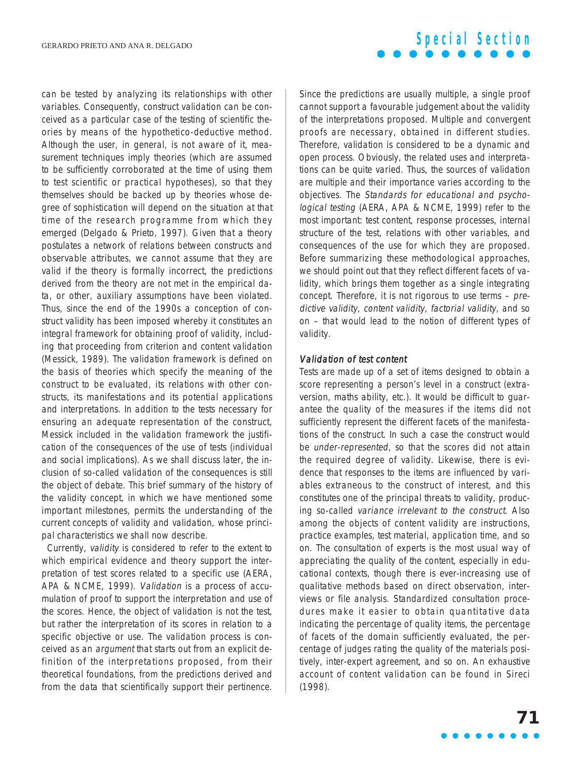can be tested by analyzing its relationships with other variables. Consequently, construct validation can be conceived as a particular case of the testing of scientific theories by means of the hypothetico-deductive method. Although the user, in general, is not aware of it, measurement techniques imply theories (which are assumed to be sufficiently corroborated at the time of using them to test scientific or practical hypotheses), so that they themselves should be backed up by theories whose degree of sophistication will depend on the situation at that time of the research programme from which they emerged (Delgado & Prieto, 1997). Given that a theory postulates a network of relations between constructs and observable attributes, we cannot assume that they are valid if the theory is formally incorrect, the predictions derived from the theory are not met in the empirical data, or other, auxiliary assumptions have been violated. Thus, since the end of the 1990s a conception of construct validity has been imposed whereby it constitutes an integral framework for obtaining proof of validity, including that proceeding from criterion and content validation (Messick, 1989). The validation framework is defined on the basis of theories which specify the meaning of the construct to be evaluated, its relations with other constructs, its manifestations and its potential applications and interpretations. In addition to the tests necessary for ensuring an adequate representation of the construct, Messick included in the validation framework the justification of the consequences of the use of tests (individual and social implications). As we shall discuss later, the inclusion of so-called validation of the consequences is still the object of debate. This brief summary of the history of the validity concept, in which we have mentioned some important milestones, permits the understanding of the current concepts of validity and validation, whose principal characteristics we shall now describe.

Currently, *validity* is considered to refer to the extent to which empirical evidence and theory support the interpretation of test scores related to a specific use (AERA, APA & NCME, 1999). *Validation* is a process of accumulation of proof to support the interpretation and use of the scores. Hence, the object of validation is not the test, but rather the interpretation of its scores in relation to a specific objective or use. The validation process is conceived as an *argument* that starts out from an explicit definition of the interpretations proposed, from their theoretical foundations, from the predictions derived and from the data that scientifically support their pertinence. Since the predictions are usually multiple, a single proof cannot support a favourable judgement about the validity of the interpretations proposed. Multiple and convergent proofs are necessary, obtained in different studies. Therefore, validation is considered to be a dynamic and open process. Obviously, the related uses and interpretations can be quite varied. Thus, the sources of validation are multiple and their importance varies according to the objectives. The *Standards for educational and psychological testing* (AERA, APA & NCME, 1999) refer to the most important: test content, response processes, internal structure of the test, relations with other variables, and consequences of the use for which they are proposed. Before summarizing these methodological approaches, we should point out that they reflect different facets of validity, which brings them together as a single integrating concept. Therefore, it is not rigorous to use terms – *predictive validity*, *content validity*, *factorial validity*, and so on – that would lead to the notion of different types of validity.

### *Validation of test content*

Tests are made up of a set of items designed to obtain a score representing a person's level in a construct (extraversion, maths ability, etc.). It would be difficult to guarantee the quality of the measures if the items did not sufficiently represent the different facets of the manifestations of the construct. In such a case the construct would be *under-represented*, so that the scores did not attain the required degree of validity. Likewise, there is evidence that responses to the items are influenced by variables extraneous to the construct of interest, and this constitutes one of the principal threats to validity, producing so-called *variance irrelevant to the construct*. Also among the objects of content validity are instructions, practice examples, test material, application time, and so on. The consultation of experts is the most usual way of appreciating the quality of the content, especially in educational contexts, though there is ever-increasing use of qualitative methods based on direct observation, interviews or file analysis. Standardized consultation procedures make it easier to obtain quantitative data indicating the percentage of quality items, the percentage of facets of the domain sufficiently evaluated, the percentage of judges rating the quality of the materials positively, inter-expert agreement, and so on. An exhaustive account of content validation can be found in Sireci (1998).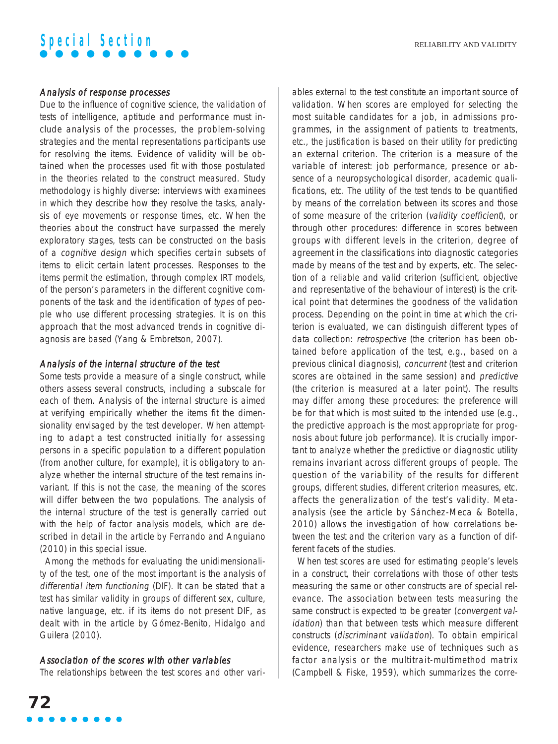### *Analysis of response processes*

Due to the influence of cognitive science, the validation of tests of intelligence, aptitude and performance must include analysis of the processes, the problem-solving strategies and the mental representations participants use for resolving the items. Evidence of validity will be obtained when the processes used fit with those postulated in the theories related to the construct measured. Study methodology is highly diverse: interviews with examinees in which they describe how they resolve the tasks, analysis of eye movements or response times, etc. When the theories about the construct have surpassed the merely exploratory stages, tests can be constructed on the basis of a *cognitive design* which specifies certain subsets of items to elicit certain latent processes. Responses to the items permit the estimation, through complex IRT models, of the person's parameters in the different cognitive components of the task and the identification of *types* of people who use different processing strategies. It is on this approach that the most advanced trends in cognitive diagnosis are based (Yang & Embretson, 2007).

### *Analysis of the internal structure of the test*

Some tests provide a measure of a single construct, while others assess several constructs, including a subscale for each of them. Analysis of the internal structure is aimed at verifying empirically whether the items fit the dimensionality envisaged by the test developer. When attempting to adapt a test constructed initially for assessing persons in a specific population to a different population (from another culture, for example), it is obligatory to analyze whether the internal structure of the test remains invariant. If this is not the case, the meaning of the scores will differ between the two populations. The analysis of the internal structure of the test is generally carried out with the help of factor analysis models, which are described in detail in the article by Ferrando and Anguiano (2010) in this special issue.

Among the methods for evaluating the unidimensionality of the test, one of the most important is the analysis of *differential item functioning* (DIF). It can be stated that a test has similar validity in groups of different sex, culture, native language, etc. if its items do not present DIF, as dealt with in the article by Gómez-Benito, Hidalgo and Guilera (2010).

### *Association of the scores with other variables*

The relationships between the test scores and other variables external to the test constitute an important source of validation. When scores are employed for selecting the most suitable candidates for a job, in admissions programmes, in the assignment of patients to treatments, etc., the justification is based on their utility for predicting an external criterion. The criterion is a measure of the variable of interest: job performance, presence or absence of a neuropsychological disorder, academic qualifications, etc. The utility of the test tends to be quantified by means of the correlation between its scores and those of some measure of the criterion (*validity coefficient*), or through other procedures: difference in scores between groups with different levels in the criterion, degree of agreement in the classifications into diagnostic categories made by means of the test and by experts, etc. The selection of a reliable and valid criterion (sufficient, objective and representative of the behaviour of interest) is the critical point that determines the goodness of the validation process. Depending on the point in time at which the criterion is evaluated, we can distinguish different types of data collection: *retrospective* (the criterion has been obtained before application of the test, e.g., based on a previous clinical diagnosis), *concurrent* (test and criterion scores are obtained in the same session) and *predictive* (the criterion is measured at a later point). The results may differ among these procedures: the preference will be for that which is most suited to the intended use (e.g., the predictive approach is the most appropriate for prognosis about future job performance). It is crucially important to analyze whether the predictive or diagnostic utility remains invariant across different groups of people. The question of the variability of the results for different groups, different studies, different criterion measures, etc. affects the generalization of the test's validity. Meta-analysis (see the article by Sánchez-Meca & Botella, 2010) allows the investigation of how correlations between the test and the criterion vary as a function of different facets of the studies.

When test scores are used for estimating people's levels in a construct, their correlations with those of other tests measuring the same or other constructs are of special relevance. The association between tests measuring the same construct is expected to be greater (*convergent validation*) than that between tests which measure different constructs (*discriminant validation*). To obtain empirical evidence, researchers make use of techniques such as factor analysis or the multitrait-multimethod matrix (Campbell & Fiske, 1959), which summarizes the corre-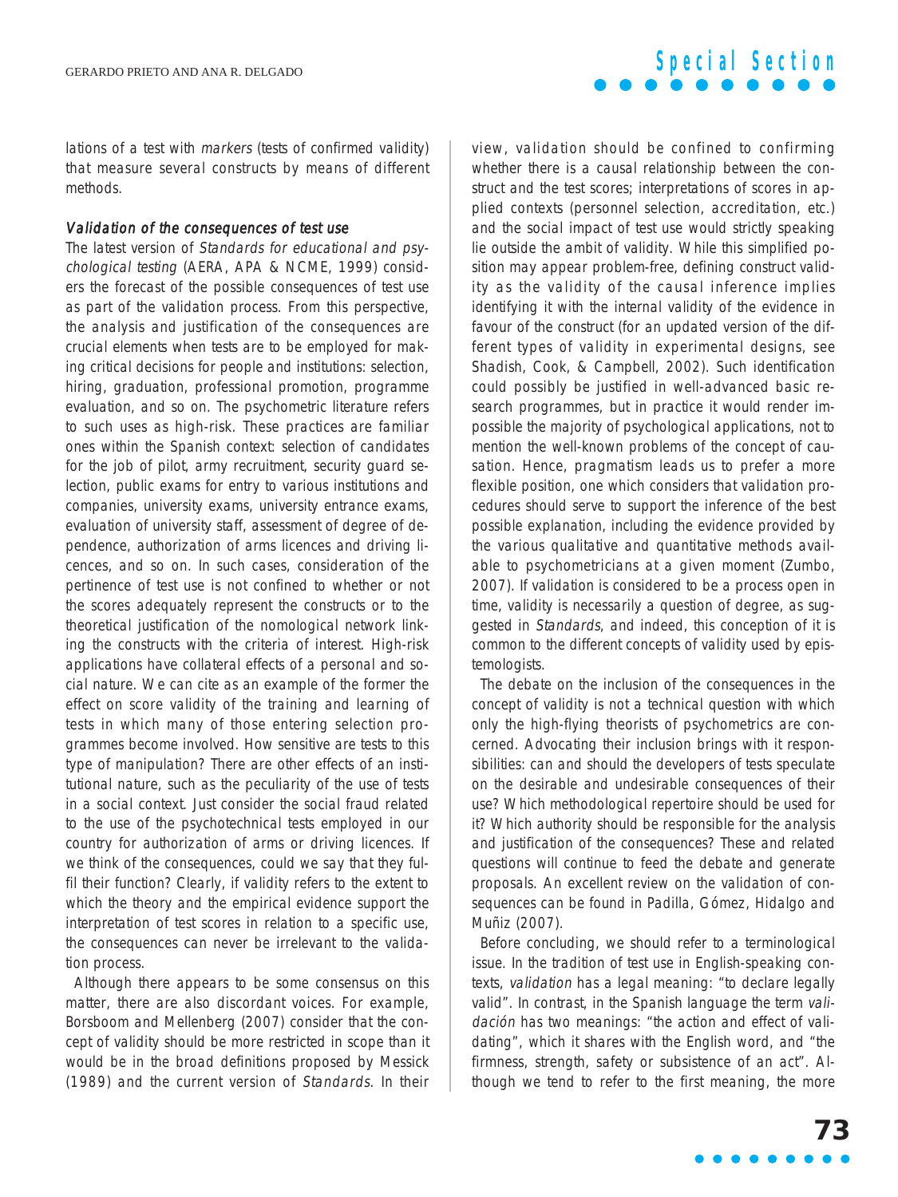lations of a test with *markers* (tests of confirmed validity) that measure several constructs by means of different methods.

### *Validation of the consequences of test use*

The latest version of *Standards for educational and psychological testing* (AERA, APA & NCME, 1999) considers the forecast of the possible consequences of test use as part of the validation process. From this perspective, the analysis and justification of the consequences are crucial elements when tests are to be employed for making critical decisions for people and institutions: selection, hiring, graduation, professional promotion, programme evaluation, and so on. The psychometric literature refers to such uses as high-risk. These practices are familiar ones within the Spanish context: selection of candidates for the job of pilot, army recruitment, security guard selection, public exams for entry to various institutions and companies, university exams, university entrance exams, evaluation of university staff, assessment of degree of dependence, authorization of arms licences and driving licences, and so on. In such cases, consideration of the pertinence of test use is not confined to whether or not the scores adequately represent the constructs or to the theoretical justification of the nomological network linking the constructs with the criteria of interest. High-risk applications have collateral effects of a personal and social nature. We can cite as an example of the former the effect on score validity of the training and learning of tests in which many of those entering selection programmes become involved. How sensitive are tests to this type of manipulation? There are other effects of an institutional nature, such as the peculiarity of the use of tests in a social context. Just consider the social fraud related to the use of the psychotechnical tests employed in our country for authorization of arms or driving licences. If we think of the consequences, could we say that they fulfil their function? Clearly, if validity refers to the extent to which the theory and the empirical evidence support the interpretation of test scores in relation to a specific use, the consequences can never be irrelevant to the validation process.

Although there appears to be some consensus on this matter, there are also discordant voices. For example, Borsboom and Mellenberg (2007) consider that the concept of validity should be more restricted in scope than it would be in the broad definitions proposed by Messick (1989) and the current version of *Standards*. In their view, validation should be confined to confirming whether there is a causal relationship between the construct and the test scores; interpretations of scores in applied contexts (personnel selection, accreditation, etc.) and the social impact of test use would strictly speaking lie outside the ambit of validity. While this simplified position may appear problem-free, defining construct validity as the validity of the causal inference implies identifying it with the internal validity of the evidence in favour of the construct (for an updated version of the different types of validity in experimental designs, see Shadish, Cook, & Campbell, 2002). Such identification could possibly be justified in well-advanced basic research programmes, but in practice it would render impossible the majority of psychological applications, not to mention the well-known problems of the concept of causation. Hence, pragmatism leads us to prefer a more flexible position, one which considers that validation procedures should serve to support the inference of the best possible explanation, including the evidence provided by the various qualitative and quantitative methods available to psychometricians at a given moment (Zumbo, 2007). If validation is considered to be a process open in time, validity is necessarily a question of degree, as suggested in *Standards*, and indeed, this conception of it is common to the different concepts of validity used by epistemologists.

The debate on the inclusion of the consequences in the concept of validity is not a technical question with which only the high-flying theorists of psychometrics are concerned. Advocating their inclusion brings with it responsibilities: can and should the developers of tests speculate on the desirable and undesirable consequences of their use? Which methodological repertoire should be used for it? Which authority should be responsible for the analysis and justification of the consequences? These and related questions will continue to feed the debate and generate proposals. An excellent review on the validation of consequences can be found in Padilla, Gómez, Hidalgo and Muñiz (2007).

Before concluding, we should refer to a terminological issue. In the tradition of test use in English-speaking contexts, *validation* has a legal meaning: "to declare legally valid". In contrast, in the Spanish language the term *validación* has two meanings: "the action and effect of validating", which it shares with the English word, and "the firmness, strength, safety or subsistence of an act". Although we tend to refer to the first meaning, the more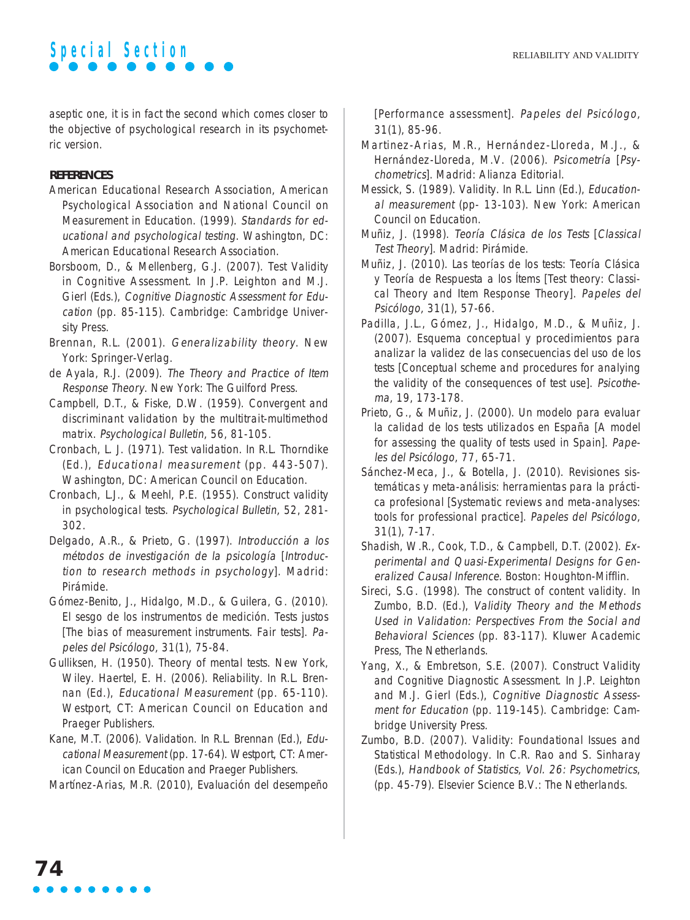aseptic one, it is in fact the second which comes closer to the objective of psychological research in its psychometric version.

## REFERENCES

American Educational Research Association, American Psychological Association and National Council on Measurement in Education. (1999). *Standards for educational and psychological testing*. Washington, DC: American Educational Research Association.

Borsboom, D., & Mellenberg, G.J. (2007). Test Validity in Cognitive Assessment. In J.P. Leighton and M.J. Gierl (Eds.), *Cognitive Diagnostic Assessment for Education* (pp. 85-115). Cambridge: Cambridge University Press.

Brennan, R.L. (2001). *Generalizability theory*. New York: Springer-Verlag.

de Ayala, R.J. (2009). *The Theory and Practice of Item Response Theory*. New York: The Guilford Press.

Campbell, D.T., & Fiske, D.W. (1959). Convergent and discriminant validation by the multitrait-multimethod matrix. *Psychological Bulletin*, 56, 81-105.

Cronbach, L. J. (1971). Test validation. In R.L. Thorndike (Ed.), *Educational measurement* (pp. 443-507). Washington, DC: American Council on Education.

Cronbach, L.J., & Meehl, P.E. (1955). Construct validity in psychological tests. *Psychological Bulletin*, 52, 281-302.

Delgado, A.R., & Prieto, G. (1997). *Introducción a los métodos de investigación de la psicología* [*Introduction to research methods in psychology*]. Madrid: Pirámide.

Gómez-Benito, J., Hidalgo, M.D., & Guilera, G. (2010). El sesgo de los instrumentos de medición. Tests justos [The bias of measurement instruments. Fair tests]. *Papeles del Psicólogo*, 31(1), 75-84.

Gulliksen, H. (1950). Theory of mental tests. New York, Wiley. Haertel, E. H. (2006). Reliability. In R.L. Brennan (Ed.), *Educational Measurement* (pp. 65-110). Westport, CT: American Council on Education and Praeger Publishers.

Kane, M.T. (2006). Validation. In R.L. Brennan (Ed.), *Educational Measurement* (pp. 17-64). Westport, CT: American Council on Education and Praeger Publishers.

Martínez-Arias, M.R. (2010), Evaluación del desempeño [Performance assessment]. *Papeles del Psicólogo*, 31(1), 85-96.

Martinez-Arias, M.R., Hernández-Lloreda, M.J., & Hernández-Lloreda, M.V. (2006). *Psicometría* [*Psychometrics*]. Madrid: Alianza Editorial.

Messick, S. (1989). Validity. In R.L. Linn (Ed.), *Educational measurement* (pp- 13-103). New York: American Council on Education.

Muñiz, J. (1998). *Teoría Clásica de los Tests* [*Classical Test Theory*]. Madrid: Pirámide.

Muñiz, J. (2010). Las teorías de los tests: Teoría Clásica y Teoría de Respuesta a los Ítems [Test theory: Classical Theory and Item Response Theory]. *Papeles del Psicólogo*, 31(1), 57-66.

Padilla, J.L., Gómez, J., Hidalgo, M.D., & Muñiz, J. (2007). Esquema conceptual y procedimientos para analizar la validez de las consecuencias del uso de los tests [Conceptual scheme and procedures for analying the validity of the consequences of test use]. *Psicothema*, 19, 173-178.

Prieto, G., & Muñiz, J. (2000). Un modelo para evaluar la calidad de los tests utilizados en España [A model for assessing the quality of tests used in Spain]. *Papeles del Psicólogo*, 77, 65-71.

Sánchez-Meca, J., & Botella, J. (2010). Revisiones sistemáticas y meta-análisis: herramientas para la práctica profesional [Systematic reviews and meta-analyses: tools for professional practice]. *Papeles del Psicólogo*, 31(1), 7-17.

Shadish, W.R., Cook, T.D., & Campbell, D.T. (2002). *Experimental and Quasi-Experimental Designs for Generalized Causal Inference*. Boston: Houghton-Mifflin.

Sireci, S.G. (1998). The construct of content validity. In Zumbo, B.D. (Ed.), *Validity Theory and the Methods Used in Validation: Perspectives From the Social and Behavioral Sciences* (pp. 83-117). Kluwer Academic Press, The Netherlands.

Yang, X., & Embretson, S.E. (2007). Construct Validity and Cognitive Diagnostic Assessment. In J.P. Leighton and M.J. Gierl (Eds.), *Cognitive Diagnostic Assessment for Education* (pp. 119-145). Cambridge: Cambridge University Press.

Zumbo, B.D. (2007). Validity: Foundational Issues and Statistical Methodology. In C.R. Rao and S. Sinharay (Eds.), *Handbook of Statistics, Vol. 26: Psychometrics*, (pp. 45-79). Elsevier Science B.V.: The Netherlands.